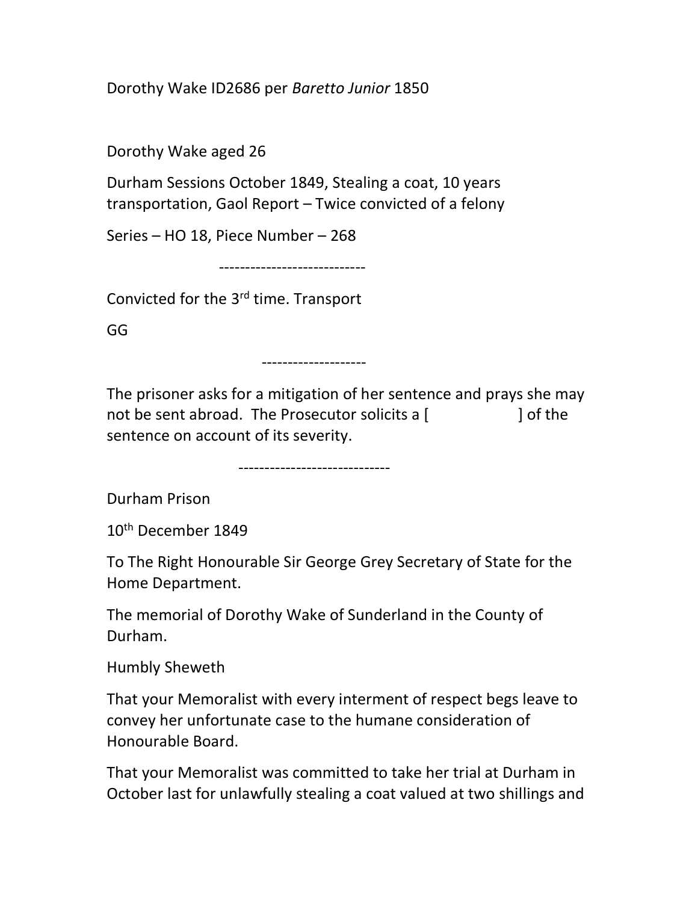Dorothy Wake ID2686 per *Baretto Junior* 1850

Dorothy Wake aged 26

Durham Sessions October 1849, Stealing a coat, 10 years transportation, Gaol Report – Twice convicted of a felony

Series – HO 18, Piece Number – 268

----------------------------

Convicted for the 3rd time. Transport

GG

--------------------

The prisoner asks for a mitigation of her sentence and prays she may not be sent abroad. The Prosecutor solicits a [ ] of the sentence on account of its severity.

-----------------------------

Durham Prison

10th December 1849

To The Right Honourable Sir George Grey Secretary of State for the Home Department.

The memorial of Dorothy Wake of Sunderland in the County of Durham.

Humbly Sheweth

That your Memoralist with every interment of respect begs leave to convey her unfortunate case to the humane consideration of Honourable Board.

That your Memoralist was committed to take her trial at Durham in October last for unlawfully stealing a coat valued at two shillings and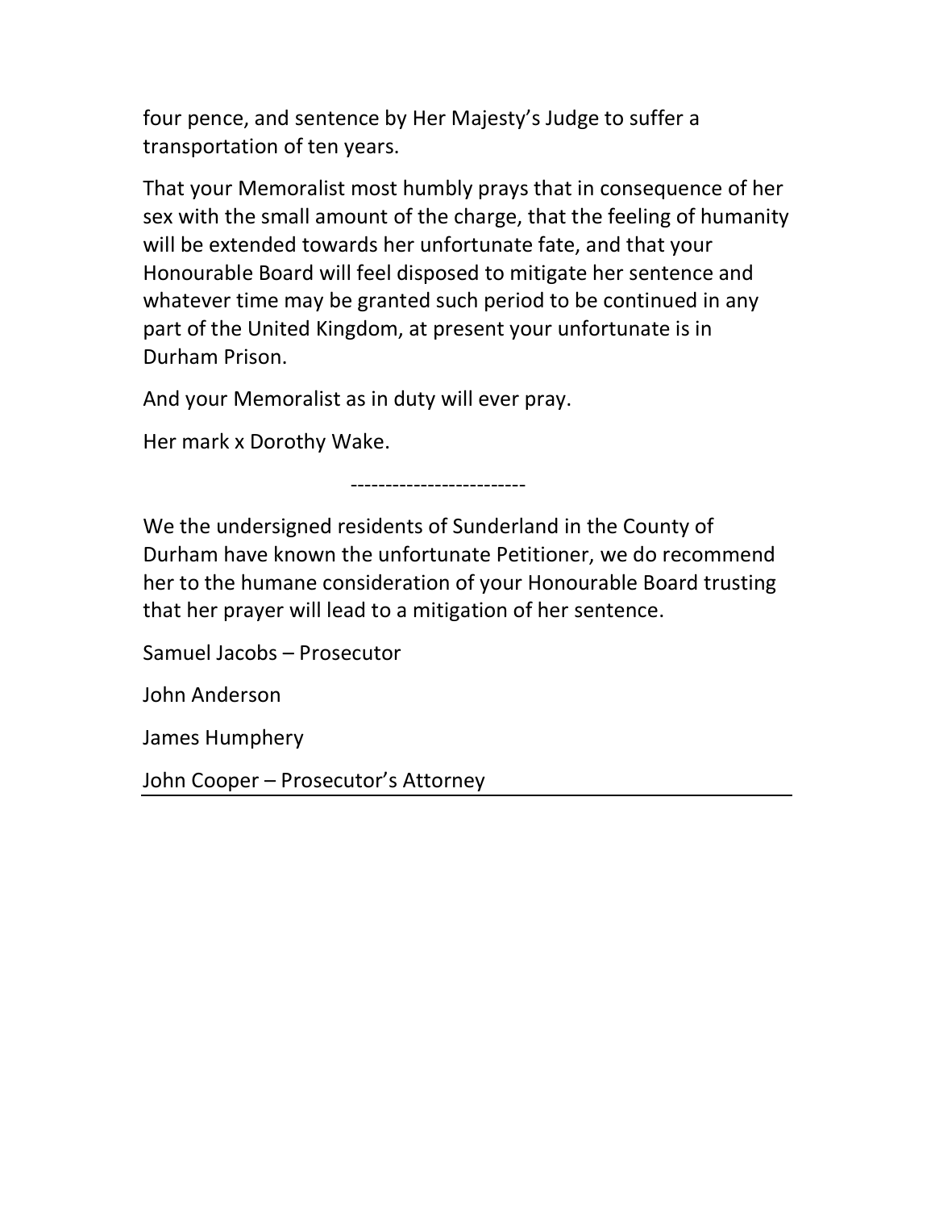four pence, and sentence by Her Majesty's Judge to suffer a transportation of ten years.

That your Memoralist most humbly prays that in consequence of her sex with the small amount of the charge, that the feeling of humanity will be extended towards her unfortunate fate, and that your Honourable Board will feel disposed to mitigate her sentence and whatever time may be granted such period to be continued in any part of the United Kingdom, at present your unfortunate is in Durham Prison.

And your Memoralist as in duty will ever pray.

Her mark x Dorothy Wake.

-------------------------

We the undersigned residents of Sunderland in the County of Durham have known the unfortunate Petitioner, we do recommend her to the humane consideration of your Honourable Board trusting that her prayer will lead to a mitigation of her sentence.

Samuel Jacobs – Prosecutor

John Anderson

James Humphery

John Cooper – Prosecutor's Attorney

---